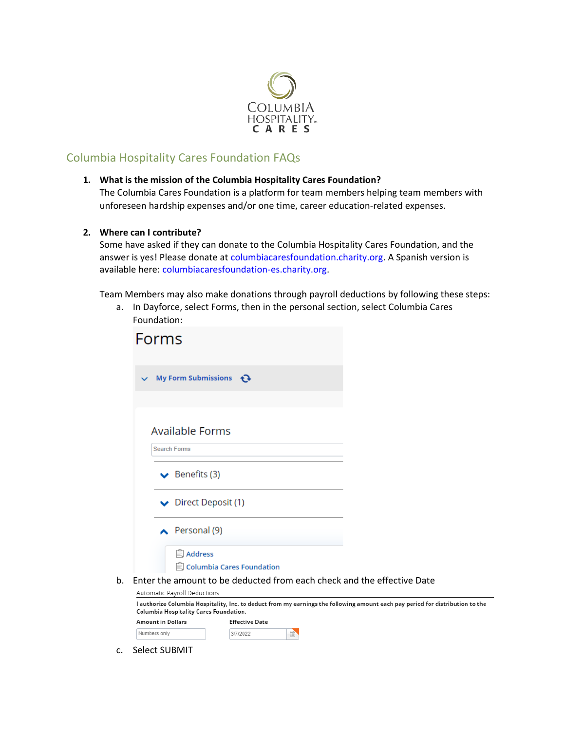COLUMBIA HOSPITALITY CARES

## Columbia Hospitality Cares Foundation FAQs

1. **What is the mission of the Columbia Hospitality Cares Foundation?**
   The Columbia Cares Foundation is a platform for team members helping team members with unforeseen hardship expenses and/or one time, career education-related expenses.

2. **Where can I contribute?**
   Some have asked if they can donate to the Columbia Hospitality Cares Foundation, and the answer is yes! Please donate at columbiacaresfoundation.charity.org. A Spanish version is available here: columbiacaresfoundation-es.charity.org.

   Team Members may also make donations through payroll deductions by following these steps:

   a. In Dayforce, select Forms, then in the personal section, select Columbia Cares Foundation:

   Forms

   My Form Submissions

   Available Forms

   Search Forms

   Benefits (3)

   Direct Deposit (1)

   Personal (9)

   Address

   Columbia Cares Foundation

   b. Enter the amount to be deducted from each check and the effective Date

   Automatic Payroll Deductions

   **I authorize Columbia Hospitality, Inc. to deduct from my earnings the following amount each pay period for distribution to the Columbia Hospitality Cares Foundation.**

   | **Amount in Dollars** | **Effective Date** |
   | --- | --- |
   | Numbers only | 3/7/2022 |

   c. Select SUBMIT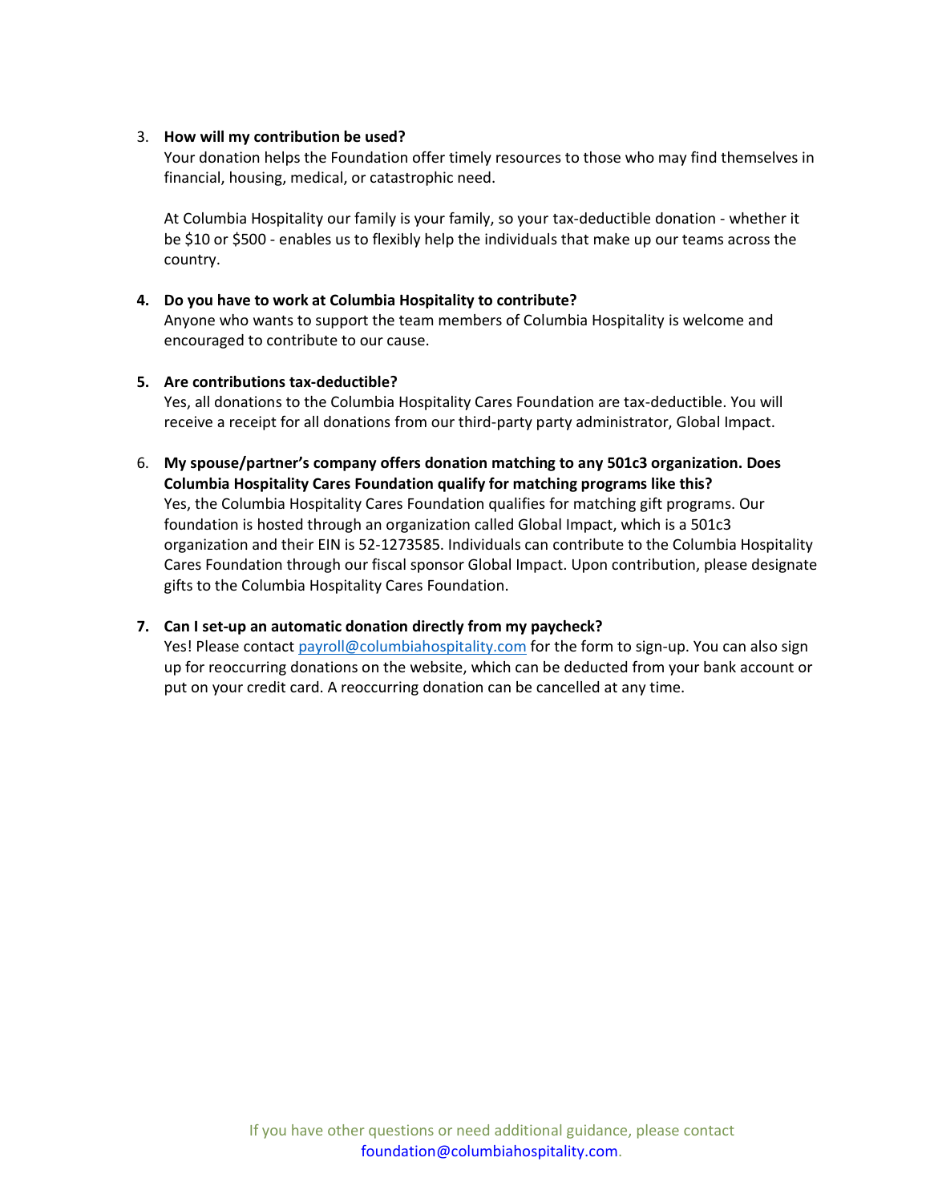3. **How will my contribution be used?**
   Your donation helps the Foundation offer timely resources to those who may find themselves in financial, housing, medical, or catastrophic need.

   At Columbia Hospitality our family is your family, so your tax-deductible donation - whether it be $10 or $500 - enables us to flexibly help the individuals that make up our teams across the country.

4. **Do you have to work at Columbia Hospitality to contribute?**
   Anyone who wants to support the team members of Columbia Hospitality is welcome and encouraged to contribute to our cause.

5. **Are contributions tax-deductible?**
   Yes, all donations to the Columbia Hospitality Cares Foundation are tax-deductible. You will receive a receipt for all donations from our third-party party administrator, Global Impact.

6. **My spouse/partner's company offers donation matching to any 501c3 organization. Does Columbia Hospitality Cares Foundation qualify for matching programs like this?**
   Yes, the Columbia Hospitality Cares Foundation qualifies for matching gift programs. Our foundation is hosted through an organization called Global Impact, which is a 501c3 organization and their EIN is 52-1273585. Individuals can contribute to the Columbia Hospitality Cares Foundation through our fiscal sponsor Global Impact. Upon contribution, please designate gifts to the Columbia Hospitality Cares Foundation.

7. **Can I set-up an automatic donation directly from my paycheck?**
   Yes! Please contact payroll@columbiahospitality.com for the form to sign-up. You can also sign up for reoccurring donations on the website, which can be deducted from your bank account or put on your credit card. A reoccurring donation can be cancelled at any time.

If you have other questions or need additional guidance, please contact foundation@columbiahospitality.com.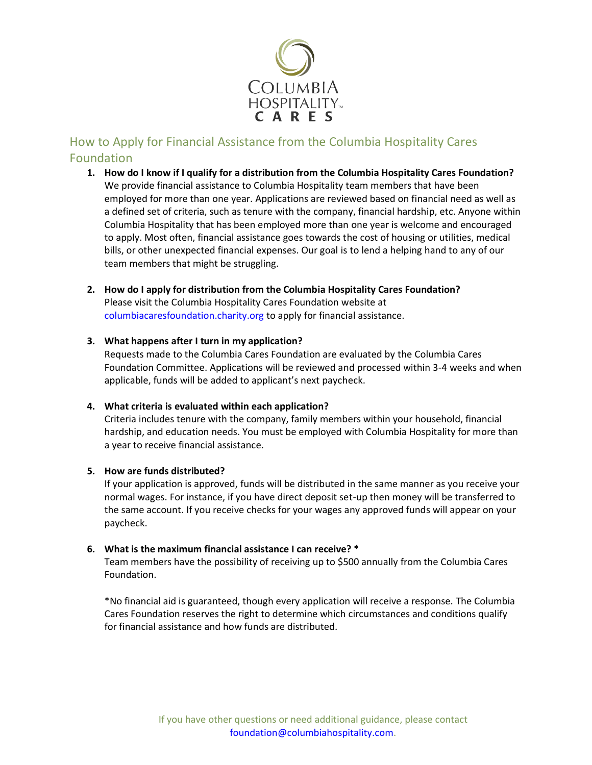Columbia Hospitality Cares

## How to Apply for Financial Assistance from the Columbia Hospitality Cares Foundation

1. **How do I know if I qualify for a distribution from the Columbia Hospitality Cares Foundation?**
   We provide financial assistance to Columbia Hospitality team members that have been employed for more than one year. Applications are reviewed based on financial need as well as a defined set of criteria, such as tenure with the company, financial hardship, etc. Anyone within Columbia Hospitality that has been employed more than one year is welcome and encouraged to apply. Most often, financial assistance goes towards the cost of housing or utilities, medical bills, or other unexpected financial expenses. Our goal is to lend a helping hand to any of our team members that might be struggling.

2. **How do I apply for distribution from the Columbia Hospitality Cares Foundation?**
   Please visit the Columbia Hospitality Cares Foundation website at columbiacaresfoundation.charity.org to apply for financial assistance.

3. **What happens after I turn in my application?**
   Requests made to the Columbia Cares Foundation are evaluated by the Columbia Cares Foundation Committee. Applications will be reviewed and processed within 3-4 weeks and when applicable, funds will be added to applicant's next paycheck.

4. **What criteria is evaluated within each application?**
   Criteria includes tenure with the company, family members within your household, financial hardship, and education needs. You must be employed with Columbia Hospitality for more than a year to receive financial assistance.

5. **How are funds distributed?**
   If your application is approved, funds will be distributed in the same manner as you receive your normal wages. For instance, if you have direct deposit set-up then money will be transferred to the same account. If you receive checks for your wages any approved funds will appear on your paycheck.

6. **What is the maximum financial assistance I can receive? ***
   Team members have the possibility of receiving up to $500 annually from the Columbia Cares Foundation.

   *No financial aid is guaranteed, though every application will receive a response. The Columbia Cares Foundation reserves the right to determine which circumstances and conditions qualify for financial assistance and how funds are distributed.

If you have other questions or need additional guidance, please contact foundation@columbiahospitality.com.